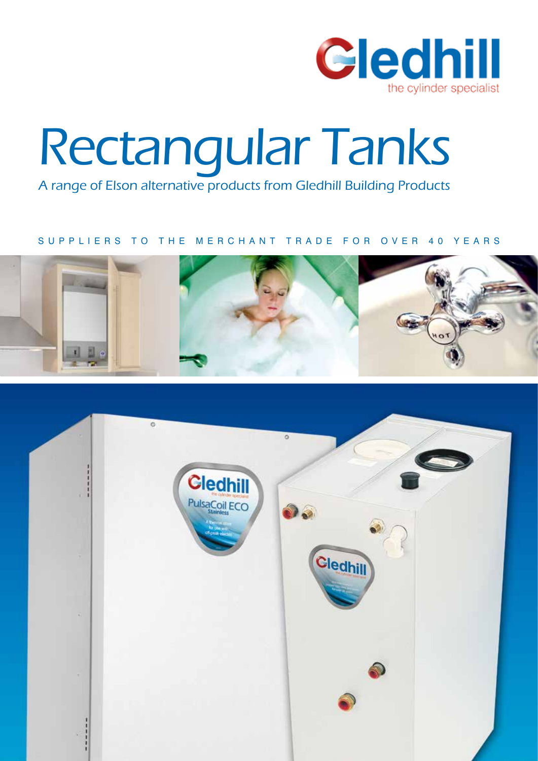Gledhill

the cylinder specialist

# Rectangular Tanks

*A range of Elson alternative products from Gledhill Building Products*

SUPPLIERS TO THE MERCHANT TRADE FOR OVER 40 YEARS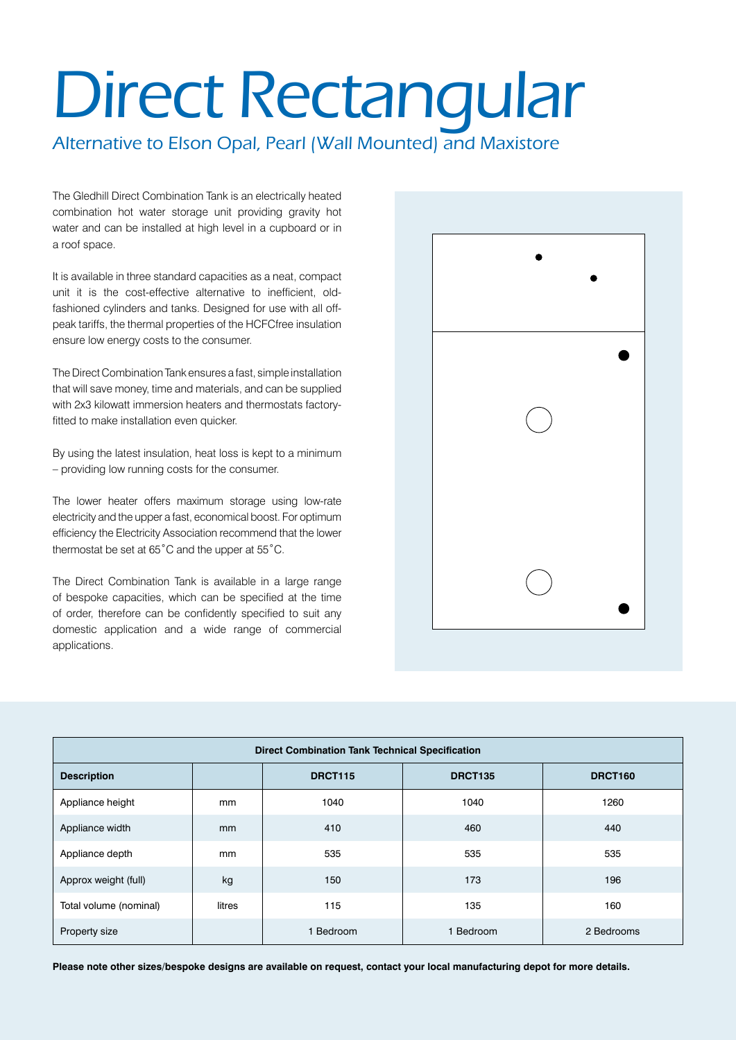# Direct Rectangular

## Alternative to Elson Opal, Pearl (Wall Mounted) and Maxistore

The Gledhill Direct Combination Tank is an electrically heated combination hot water storage unit providing gravity hot water and can be installed at high level in a cupboard or in a roof space.

It is available in three standard capacities as a neat, compact unit it is the cost-effective alternative to inefficient, old-fashioned cylinders and tanks. Designed for use with all off-peak tariffs, the thermal properties of the HCFCfree insulation ensure low energy costs to the consumer.

The Direct Combination Tank ensures a fast, simple installation that will save money, time and materials, and can be supplied with 2x3 kilowatt immersion heaters and thermostats factory-fitted to make installation even quicker.

By using the latest insulation, heat loss is kept to a minimum – providing low running costs for the consumer.

The lower heater offers maximum storage using low-rate electricity and the upper a fast, economical boost. For optimum efficiency the Electricity Association recommend that the lower thermostat be set at 65˚C and the upper at 55˚C.

The Direct Combination Tank is available in a large range of bespoke capacities, which can be specified at the time of order, therefore can be confidently specified to suit any domestic application and a wide range of commercial applications.

| Direct Combination Tank Technical Specification | | | | |
|---|---|---|---|---|
| **Description** | | **DRCT115** | **DRCT135** | **DRCT160** |
| Appliance height | mm | 1040 | 1040 | 1260 |
| Appliance width | mm | 410 | 460 | 440 |
| Appliance depth | mm | 535 | 535 | 535 |
| Approx weight (full) | kg | 150 | 173 | 196 |
| Total volume (nominal) | litres | 115 | 135 | 160 |
| Property size | | 1 Bedroom | 1 Bedroom | 2 Bedrooms |

**Please note other sizes/bespoke designs are available on request, contact your local manufacturing depot for more details.**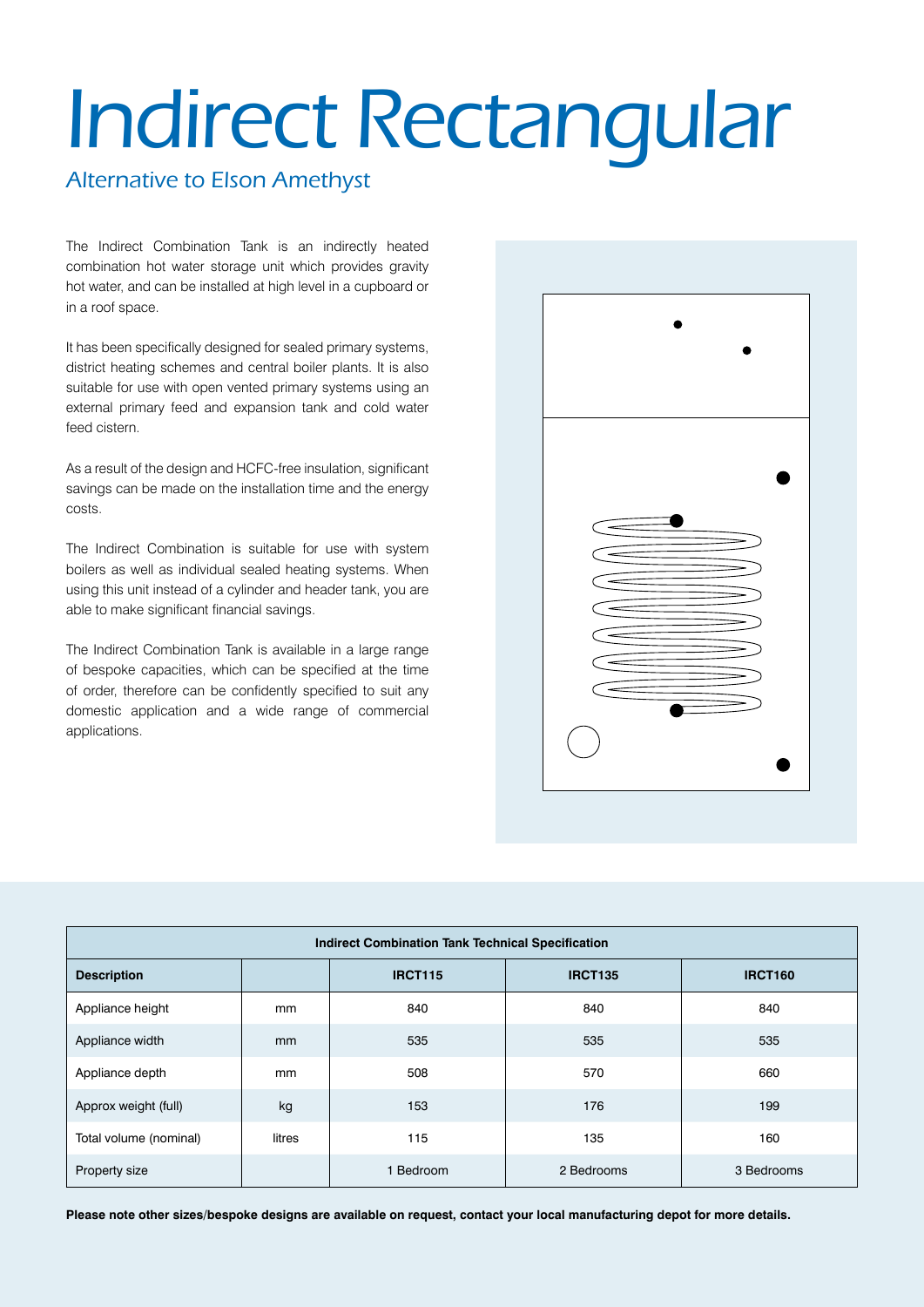# Indirect Rectangular

*Alternative to Elson Amethyst*

The Indirect Combination Tank is an indirectly heated combination hot water storage unit which provides gravity hot water, and can be installed at high level in a cupboard or in a roof space.

It has been specifically designed for sealed primary systems, district heating schemes and central boiler plants. It is also suitable for use with open vented primary systems using an external primary feed and expansion tank and cold water feed cistern.

As a result of the design and HCFC-free insulation, significant savings can be made on the installation time and the energy costs.

The Indirect Combination is suitable for use with system boilers as well as individual sealed heating systems. When using this unit instead of a cylinder and header tank, you are able to make significant financial savings.

The Indirect Combination Tank is available in a large range of bespoke capacities, which can be specified at the time of order, therefore can be confidently specified to suit any domestic application and a wide range of commercial applications.

| Indirect Combination Tank Technical Specification | | | | |
|---|---|---|---|---|
| **Description** | | **IRCT115** | **IRCT135** | **IRCT160** |
| Appliance height | mm | 840 | 840 | 840 |
| Appliance width | mm | 535 | 535 | 535 |
| Appliance depth | mm | 508 | 570 | 660 |
| Approx weight (full) | kg | 153 | 176 | 199 |
| Total volume (nominal) | litres | 115 | 135 | 160 |
| Property size | | 1 Bedroom | 2 Bedrooms | 3 Bedrooms |

**Please note other sizes/bespoke designs are available on request, contact your local manufacturing depot for more details.**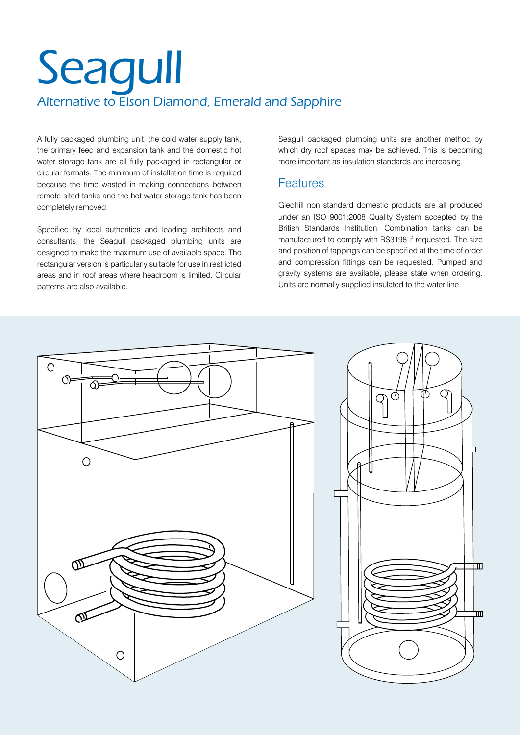# Seagull

*Alternative to Elson Diamond, Emerald and Sapphire*

A fully packaged plumbing unit, the cold water supply tank, the primary feed and expansion tank and the domestic hot water storage tank are all fully packaged in rectangular or circular formats. The minimum of installation time is required because the time wasted in making connections between remote sited tanks and the hot water storage tank has been completely removed.

Specified by local authorities and leading architects and consultants, the Seagull packaged plumbing units are designed to make the maximum use of available space. The rectangular version is particularly suitable for use in restricted areas and in roof areas where headroom is limited. Circular patterns are also available.

Seagull packaged plumbing units are another method by which dry roof spaces may be achieved. This is becoming more important as insulation standards are increasing.

## Features

Gledhill non standard domestic products are all produced under an ISO 9001:2008 Quality System accepted by the British Standards Institution. Combination tanks can be manufactured to comply with BS3198 if requested. The size and position of tappings can be specified at the time of order and compression fittings can be requested. Pumped and gravity systems are available, please state when ordering. Units are normally supplied insulated to the water line.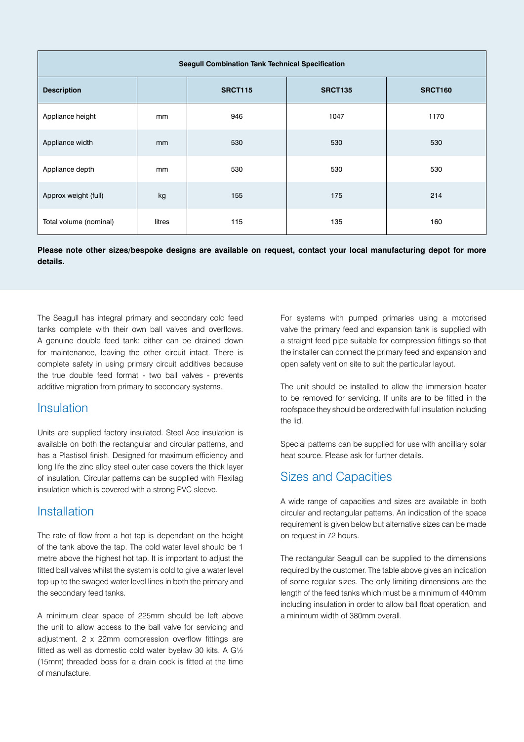| Seagull Combination Tank Technical Specification | | | | |
|---|---|---|---|---|
| **Description** | | **SRCT115** | **SRCT135** | **SRCT160** |
| Appliance height | mm | 946 | 1047 | 1170 |
| Appliance width | mm | 530 | 530 | 530 |
| Appliance depth | mm | 530 | 530 | 530 |
| Approx weight (full) | kg | 155 | 175 | 214 |
| Total volume (nominal) | litres | 115 | 135 | 160 |

**Please note other sizes/bespoke designs are available on request, contact your local manufacturing depot for more details.**

The Seagull has integral primary and secondary cold feed tanks complete with their own ball valves and overflows. A genuine double feed tank: either can be drained down for maintenance, leaving the other circuit intact. There is complete safety in using primary circuit additives because the true double feed format - two ball valves - prevents additive migration from primary to secondary systems.

## Insulation

Units are supplied factory insulated. Steel Ace insulation is available on both the rectangular and circular patterns, and has a Plastisol finish. Designed for maximum efficiency and long life the zinc alloy steel outer case covers the thick layer of insulation. Circular patterns can be supplied with Flexilag insulation which is covered with a strong PVC sleeve.

## Installation

The rate of flow from a hot tap is dependant on the height of the tank above the tap. The cold water level should be 1 metre above the highest hot tap. It is important to adjust the fitted ball valves whilst the system is cold to give a water level top up to the swaged water level lines in both the primary and the secondary feed tanks.

A minimum clear space of 225mm should be left above the unit to allow access to the ball valve for servicing and adjustment. 2 x 22mm compression overflow fittings are fitted as well as domestic cold water byelaw 30 kits. A G½ (15mm) threaded boss for a drain cock is fitted at the time of manufacture.

For systems with pumped primaries using a motorised valve the primary feed and expansion tank is supplied with a straight feed pipe suitable for compression fittings so that the installer can connect the primary feed and expansion and open safety vent on site to suit the particular layout.

The unit should be installed to allow the immersion heater to be removed for servicing. If units are to be fitted in the roofspace they should be ordered with full insulation including the lid.

Special patterns can be supplied for use with ancilliary solar heat source. Please ask for further details.

## Sizes and Capacities

A wide range of capacities and sizes are available in both circular and rectangular patterns. An indication of the space requirement is given below but alternative sizes can be made on request in 72 hours.

The rectangular Seagull can be supplied to the dimensions required by the customer. The table above gives an indication of some regular sizes. The only limiting dimensions are the length of the feed tanks which must be a minimum of 440mm including insulation in order to allow ball float operation, and a minimum width of 380mm overall.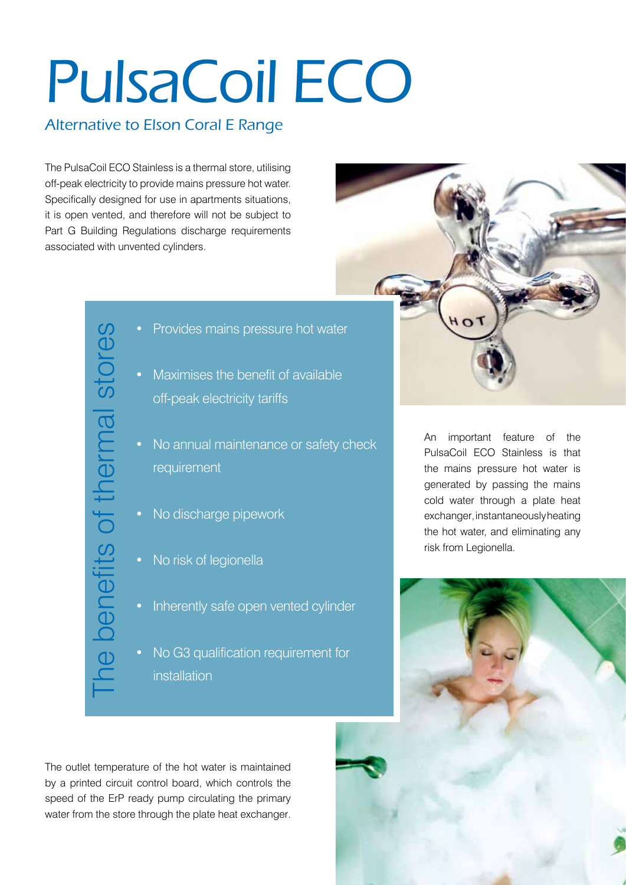# PulsaCoil ECO

*Alternative to Elson Coral E Range*

The PulsaCoil ECO Stainless is a thermal store, utilising off-peak electricity to provide mains pressure hot water. Specifically designed for use in apartments situations, it is open vented, and therefore will not be subject to Part G Building Regulations discharge requirements associated with unvented cylinders.

## The benefits of thermal stores

- Provides mains pressure hot water
- Maximises the benefit of available off-peak electricity tariffs
- No annual maintenance or safety check requirement
- No discharge pipework
- No risk of legionella
- Inherently safe open vented cylinder
- No G3 qualification requirement for installation

An important feature of the PulsaCoil ECO Stainless is that the mains pressure hot water is generated by passing the mains cold water through a plate heat exchanger, instantaneously heating the hot water, and eliminating any risk from Legionella.

The outlet temperature of the hot water is maintained by a printed circuit control board, which controls the speed of the ErP ready pump circulating the primary water from the store through the plate heat exchanger.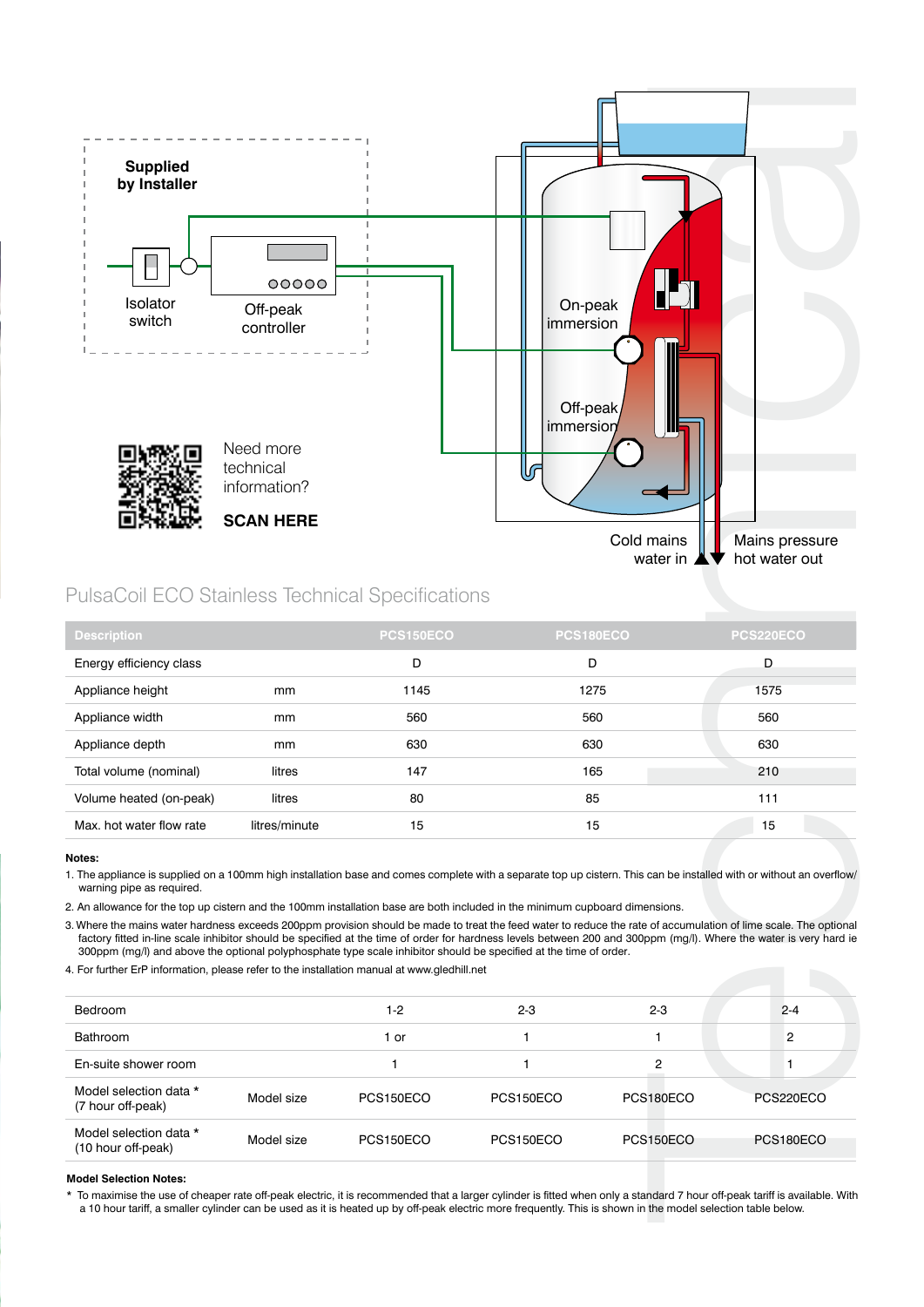Supplied by Installer

Isolator switch

Off-peak controller

On-peak immersion

Off-peak immersion

Need more technical information?

**SCAN HERE**

Cold mains water in

Mains pressure hot water out

## PulsaCoil ECO Stainless Technical Specifications

| Description | | PCS150ECO | PCS180ECO | PCS220ECO |
|---|---|---|---|---|
| Energy efficiency class | | D | D | D |
| Appliance height | mm | 1145 | 1275 | 1575 |
| Appliance width | mm | 560 | 560 | 560 |
| Appliance depth | mm | 630 | 630 | 630 |
| Total volume (nominal) | litres | 147 | 165 | 210 |
| Volume heated (on-peak) | litres | 80 | 85 | 111 |
| Max. hot water flow rate | litres/minute | 15 | 15 | 15 |

**Notes:**

1. The appliance is supplied on a 100mm high installation base and comes complete with a separate top up cistern. This can be installed with or without an overflow/ warning pipe as required.
2. An allowance for the top up cistern and the 100mm installation base are both included in the minimum cupboard dimensions.
3. Where the mains water hardness exceeds 200ppm provision should be made to treat the feed water to reduce the rate of accumulation of lime scale. The optional factory fitted in-line scale inhibitor should be specified at the time of order for hardness levels between 200 and 300ppm (mg/l). Where the water is very hard ie 300ppm (mg/l) and above the optional polyphosphate type scale inhibitor should be specified at the time of order.
4. For further ErP information, please refer to the installation manual at www.gledhill.net

| | | | | | |
|---|---|---|---|---|---|
| Bedroom | | 1-2 | 2-3 | 2-3 | 2-4 |
| Bathroom | | 1 or | 1 | 1 | 2 |
| En-suite shower room | | 1 | 1 | 2 | 1 |
| Model selection data * (7 hour off-peak) | Model size | PCS150ECO | PCS150ECO | PCS180ECO | PCS220ECO |
| Model selection data * (10 hour off-peak) | Model size | PCS150ECO | PCS150ECO | PCS150ECO | PCS180ECO |

**Model Selection Notes:**

\* To maximise the use of cheaper rate off-peak electric, it is recommended that a larger cylinder is fitted when only a standard 7 hour off-peak tariff is available. With a 10 hour tariff, a smaller cylinder can be used as it is heated up by off-peak electric more frequently. This is shown in the model selection table below.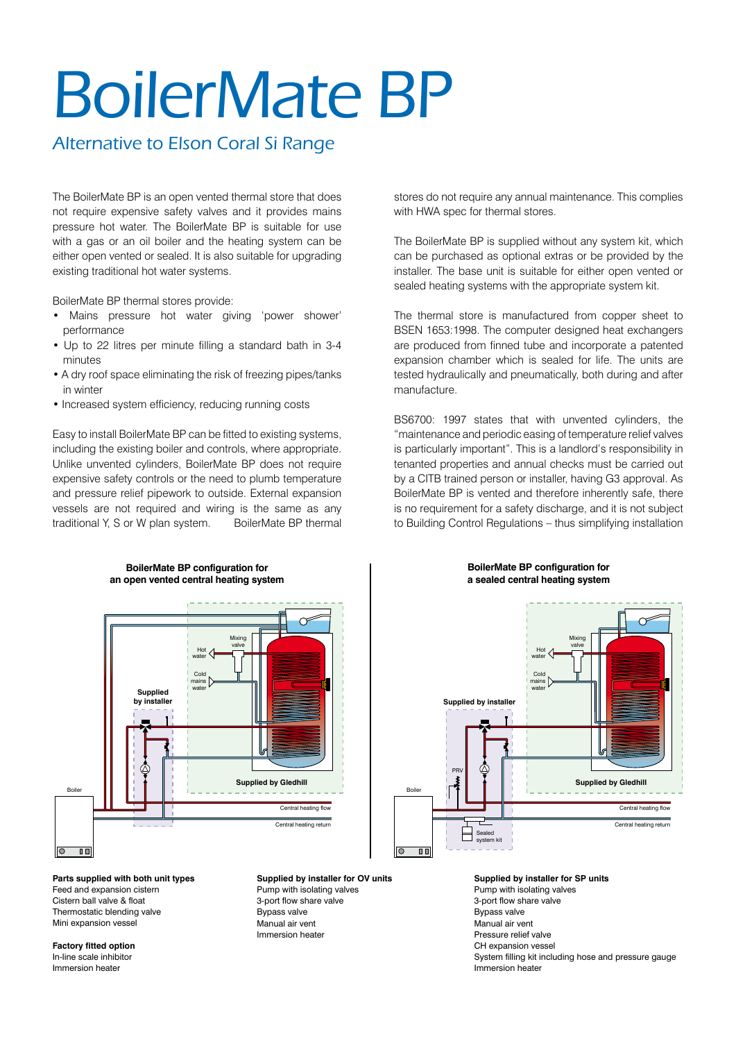# BoilerMate BP

## Alternative to Elson Coral Si Range

The BoilerMate BP is an open vented thermal store that does not require expensive safety valves and it provides mains pressure hot water. The BoilerMate BP is suitable for use with a gas or an oil boiler and the heating system can be either open vented or sealed. It is also suitable for upgrading existing traditional hot water systems.

BoilerMate BP thermal stores provide:

- Mains pressure hot water giving 'power shower' performance
- Up to 22 litres per minute filling a standard bath in 3-4 minutes
- A dry roof space eliminating the risk of freezing pipes/tanks in winter
- Increased system efficiency, reducing running costs

Easy to install BoilerMate BP can be fitted to existing systems, including the existing boiler and controls, where appropriate. Unlike unvented cylinders, BoilerMate BP does not require expensive safety controls or the need to plumb temperature and pressure relief pipework to outside. External expansion vessels are not required and wiring is the same as any traditional Y, S or W plan system. BoilerMate BP thermal stores do not require any annual maintenance. This complies with HWA spec for thermal stores.

The BoilerMate BP is supplied without any system kit, which can be purchased as optional extras or be provided by the installer. The base unit is suitable for either open vented or sealed heating systems with the appropriate system kit.

The thermal store is manufactured from copper sheet to BSEN 1653:1998. The computer designed heat exchangers are produced from finned tube and incorporate a patented expansion chamber which is sealed for life. The units are tested hydraulically and pneumatically, both during and after manufacture.

BS6700: 1997 states that with unvented cylinders, the "maintenance and periodic easing of temperature relief valves is particularly important". This is a landlord's responsibility in tenanted properties and annual checks must be carried out by a CITB trained person or installer, having G3 approval. As BoilerMate BP is vented and therefore inherently safe, there is no requirement for a safety discharge, and it is not subject to Building Control Regulations – thus simplifying installation

**BoilerMate BP configuration for an open vented central heating system**

**BoilerMate BP configuration for a sealed central heating system**

**Parts supplied with both unit types**
Feed and expansion cistern
Cistern ball valve & float
Thermostatic blending valve
Mini expansion vessel

**Factory fitted option**
In-line scale inhibitor
Immersion heater

**Supplied by installer for OV units**
Pump with isolating valves
3-port flow share valve
Bypass valve
Manual air vent
Immersion heater

**Supplied by installer for SP units**
Pump with isolating valves
3-port flow share valve
Bypass valve
Manual air vent
Pressure relief valve
CH expansion vessel
System filling kit including hose and pressure gauge
Immersion heater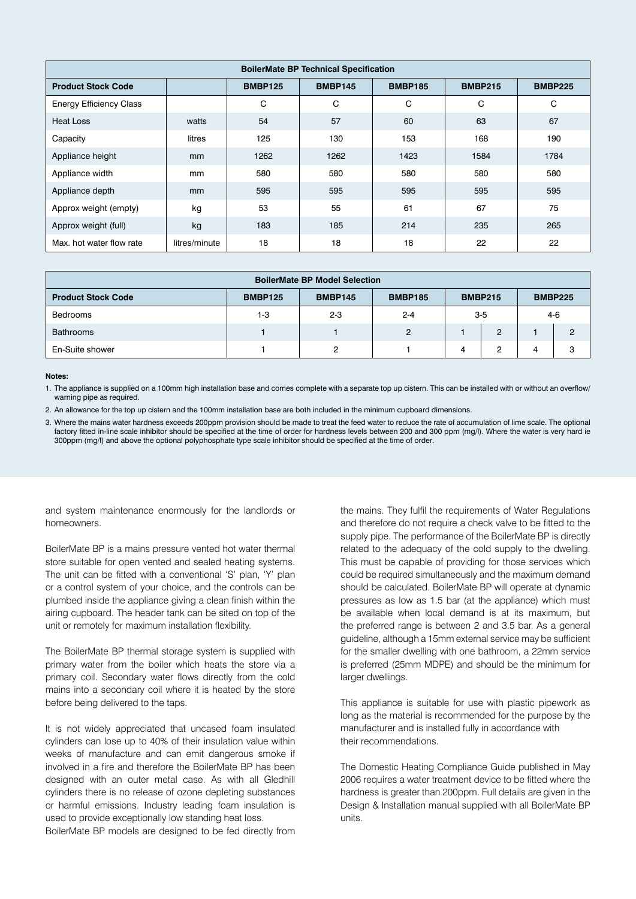| BoilerMate BP Technical Specification | | | | | | |
|---|---|---|---|---|---|---|
| **Product Stock Code** | | **BMBP125** | **BMBP145** | **BMBP185** | **BMBP215** | **BMBP225** |
| Energy Efficiency Class | | C | C | C | C | C |
| Heat Loss | watts | 54 | 57 | 60 | 63 | 67 |
| Capacity | litres | 125 | 130 | 153 | 168 | 190 |
| Appliance height | mm | 1262 | 1262 | 1423 | 1584 | 1784 |
| Appliance width | mm | 580 | 580 | 580 | 580 | 580 |
| Appliance depth | mm | 595 | 595 | 595 | 595 | 595 |
| Approx weight (empty) | kg | 53 | 55 | 61 | 67 | 75 |
| Approx weight (full) | kg | 183 | 185 | 214 | 235 | 265 |
| Max. hot water flow rate | litres/minute | 18 | 18 | 18 | 22 | 22 |

| BoilerMate BP Model Selection | | | | | | | |
|---|---|---|---|---|---|---|---|
| **Product Stock Code** | **BMBP125** | **BMBP145** | **BMBP185** | **BMBP215** | | **BMBP225** | |
| Bedrooms | 1-3 | 2-3 | 2-4 | 3-5 | | 4-6 | |
| Bathrooms | 1 | 1 | 2 | 1 | 2 | 1 | 2 |
| En-Suite shower | 1 | 2 | 1 | 4 | 2 | 4 | 3 |

**Notes:**

1. The appliance is supplied on a 100mm high installation base and comes complete with a separate top up cistern. This can be installed with or without an overflow/ warning pipe as required.
2. An allowance for the top up cistern and the 100mm installation base are both included in the minimum cupboard dimensions.
3. Where the mains water hardness exceeds 200ppm provision should be made to treat the feed water to reduce the rate of accumulation of lime scale. The optional factory fitted in-line scale inhibitor should be specified at the time of order for hardness levels between 200 and 300 ppm (mg/l). Where the water is very hard ie 300ppm (mg/l) and above the optional polyphosphate type scale inhibitor should be specified at the time of order.

and system maintenance enormously for the landlords or homeowners.

BoilerMate BP is a mains pressure vented hot water thermal store suitable for open vented and sealed heating systems. The unit can be fitted with a conventional 'S' plan, 'Y' plan or a control system of your choice, and the controls can be plumbed inside the appliance giving a clean finish within the airing cupboard. The header tank can be sited on top of the unit or remotely for maximum installation flexibility.

The BoilerMate BP thermal storage system is supplied with primary water from the boiler which heats the store via a primary coil. Secondary water flows directly from the cold mains into a secondary coil where it is heated by the store before being delivered to the taps.

It is not widely appreciated that uncased foam insulated cylinders can lose up to 40% of their insulation value within weeks of manufacture and can emit dangerous smoke if involved in a fire and therefore the BoilerMate BP has been designed with an outer metal case. As with all Gledhill cylinders there is no release of ozone depleting substances or harmful emissions. Industry leading foam insulation is used to provide exceptionally low standing heat loss.

BoilerMate BP models are designed to be fed directly from the mains. They fulfil the requirements of Water Regulations and therefore do not require a check valve to be fitted to the supply pipe. The performance of the BoilerMate BP is directly related to the adequacy of the cold supply to the dwelling. This must be capable of providing for those services which could be required simultaneously and the maximum demand should be calculated. BoilerMate BP will operate at dynamic pressures as low as 1.5 bar (at the appliance) which must be available when local demand is at its maximum, but the preferred range is between 2 and 3.5 bar. As a general guideline, although a 15mm external service may be sufficient for the smaller dwelling with one bathroom, a 22mm service is preferred (25mm MDPE) and should be the minimum for larger dwellings.

This appliance is suitable for use with plastic pipework as long as the material is recommended for the purpose by the manufacturer and is installed fully in accordance with their recommendations.

The Domestic Heating Compliance Guide published in May 2006 requires a water treatment device to be fitted where the hardness is greater than 200ppm. Full details are given in the Design & Installation manual supplied with all BoilerMate BP units.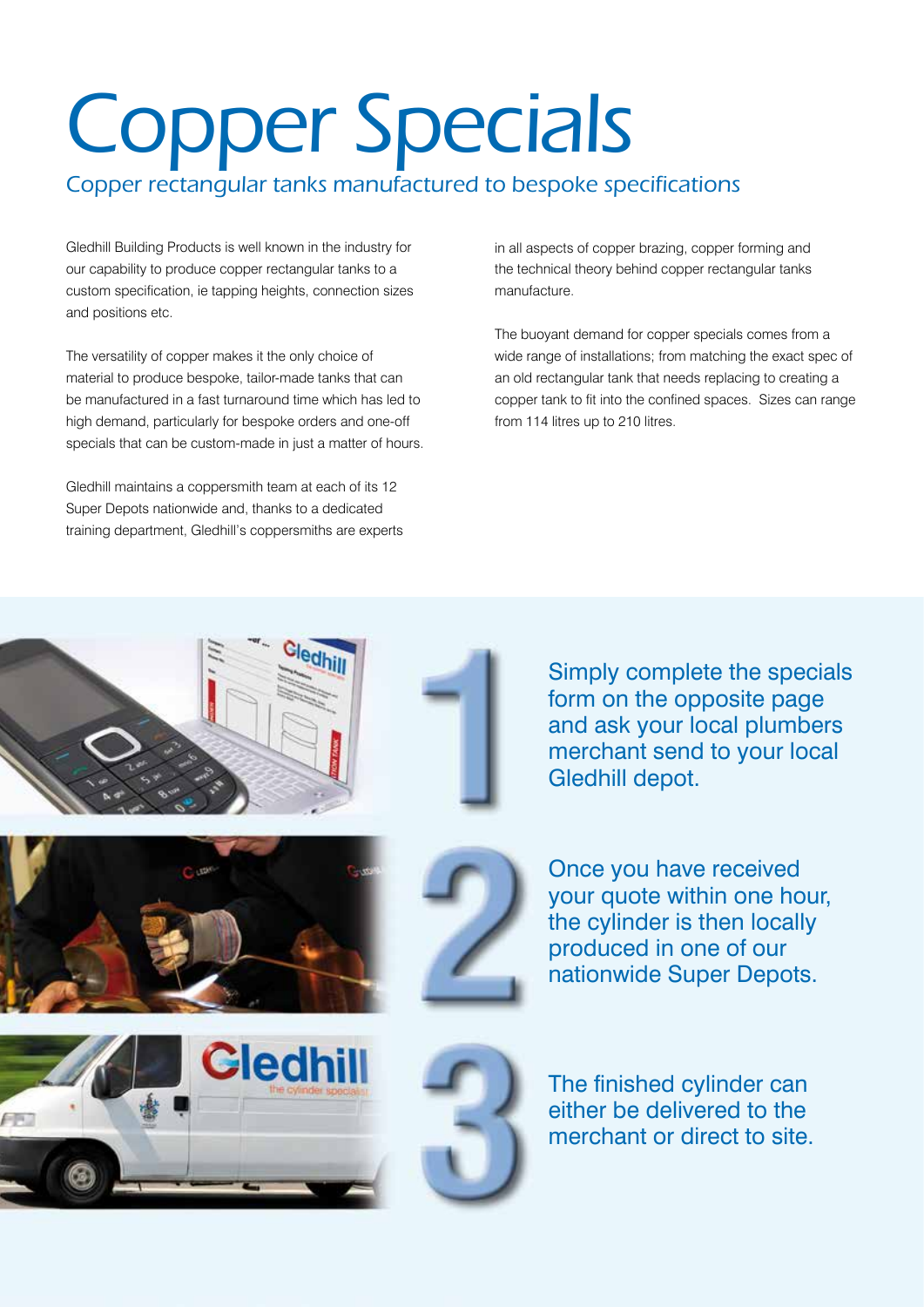# Copper Specials

*Copper rectangular tanks manufactured to bespoke specifications*

Gledhill Building Products is well known in the industry for our capability to produce copper rectangular tanks to a custom specification, ie tapping heights, connection sizes and positions etc.

The versatility of copper makes it the only choice of material to produce bespoke, tailor-made tanks that can be manufactured in a fast turnaround time which has led to high demand, particularly for bespoke orders and one-off specials that can be custom-made in just a matter of hours.

Gledhill maintains a coppersmith team at each of its 12 Super Depots nationwide and, thanks to a dedicated training department, Gledhill's coppersmiths are experts in all aspects of copper brazing, copper forming and the technical theory behind copper rectangular tanks manufacture.

The buoyant demand for copper specials comes from a wide range of installations; from matching the exact spec of an old rectangular tank that needs replacing to creating a copper tank to fit into the confined spaces. Sizes can range from 114 litres up to 210 litres.

1. Simply complete the specials form on the opposite page and ask your local plumbers merchant send to your local Gledhill depot.
2. Once you have received your quote within one hour, the cylinder is then locally produced in one of our nationwide Super Depots.
3. The finished cylinder can either be delivered to the merchant or direct to site.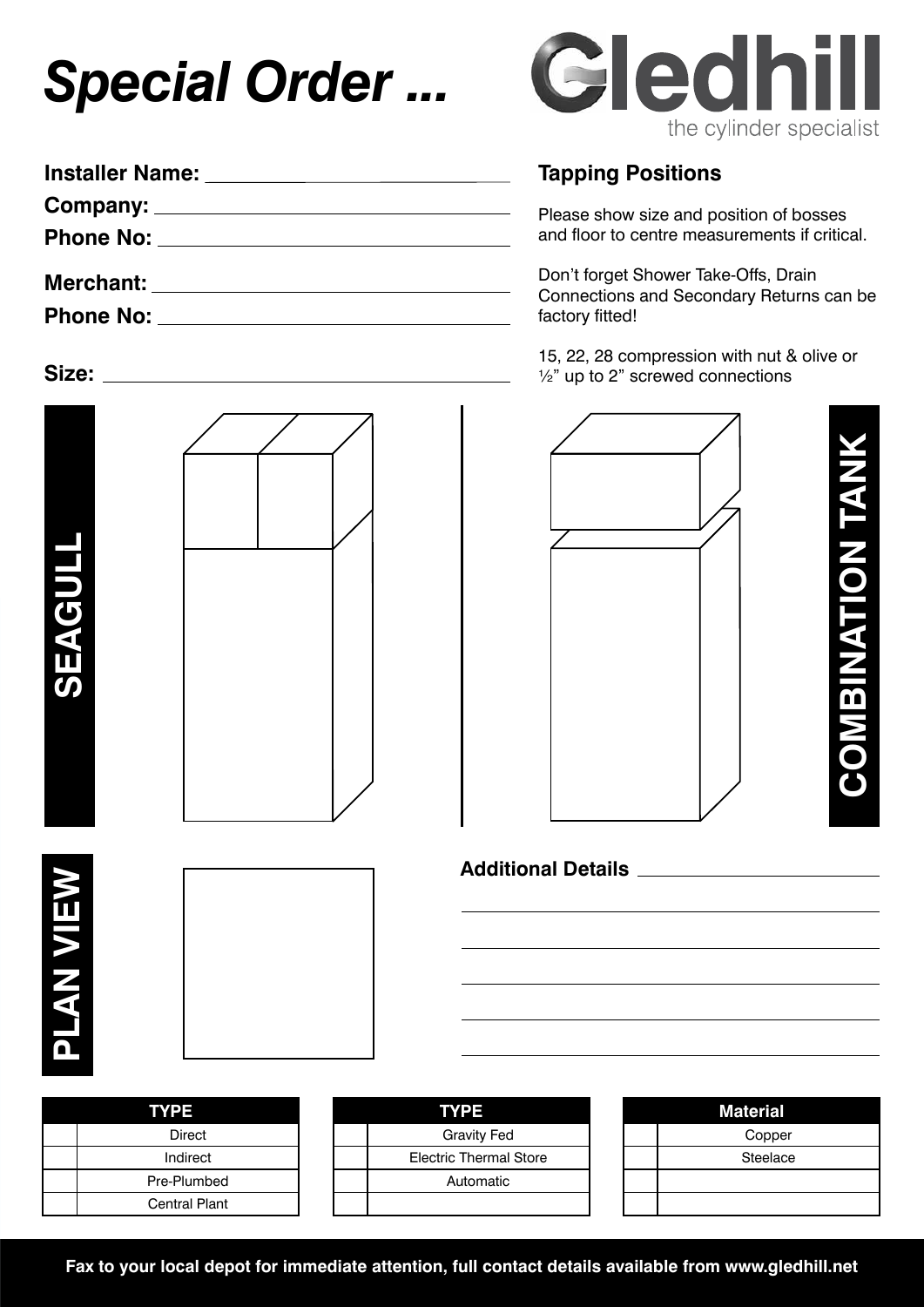# *Special Order ...*

Gledhill
the cylinder specialist

**Installer Name:** \_\_\_\_\_\_\_\_\_\_\_\_\_\_\_\_\_\_\_\_

**Company:** \_\_\_\_\_\_\_\_\_\_\_\_\_\_\_\_\_\_\_\_

**Phone No:** \_\_\_\_\_\_\_\_\_\_\_\_\_\_\_\_\_\_\_\_

**Merchant:** \_\_\_\_\_\_\_\_\_\_\_\_\_\_\_\_\_\_\_\_

**Phone No:** \_\_\_\_\_\_\_\_\_\_\_\_\_\_\_\_\_\_\_\_

**Size:** \_\_\_\_\_\_\_\_\_\_\_\_\_\_\_\_\_\_\_\_

## Tapping Positions

Please show size and position of bosses and floor to centre measurements if critical.

Don't forget Shower Take-Offs, Drain Connections and Secondary Returns can be factory fitted!

15, 22, 28 compression with nut & olive or ½" up to 2" screwed connections

**SEAGULL**

**COMBINATION TANK**

**PLAN VIEW**

**Additional Details** \_\_\_\_\_\_\_\_\_\_\_\_\_\_\_\_\_\_\_\_

| | TYPE |
|---|---|
| | Direct |
| | Indirect |
| | Pre-Plumbed |
| | Central Plant |

| | TYPE |
|---|---|
| | Gravity Fed |
| | Electric Thermal Store |
| | Automatic |
| | |

| | Material |
|---|---|
| | Copper |
| | Steelace |
| | |
| | |

**Fax to your local depot for immediate attention, full contact details available from www.gledhill.net**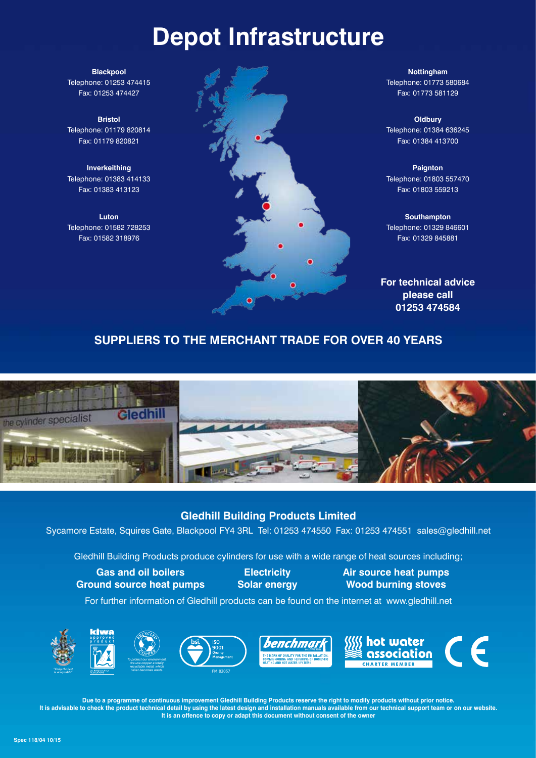# Depot Infrastructure

**Blackpool**
Telephone: 01253 474415
Fax: 01253 474427

**Bristol**
Telephone: 01179 820814
Fax: 01179 820821

**Inverkeithing**
Telephone: 01383 414133
Fax: 01383 413123

**Luton**
Telephone: 01582 728253
Fax: 01582 318976

**Nottingham**
Telephone: 01773 580684
Fax: 01773 581129

**Oldbury**
Telephone: 01384 636245
Fax: 01384 413700

**Paignton**
Telephone: 01803 557470
Fax: 01803 559213

**Southampton**
Telephone: 01329 846601
Fax: 01329 845881

**For technical advice please call 01253 474584**

## SUPPLIERS TO THE MERCHANT TRADE FOR OVER 40 YEARS

### Gledhill Building Products Limited

Sycamore Estate, Squires Gate, Blackpool FY4 3RL Tel: 01253 474550 Fax: 01253 474551 sales@gledhill.net

Gledhill Building Products produce cylinders for use with a wide range of heat sources including;

**Gas and oil boilers**
**Ground source heat pumps**
**Electricity**
**Solar energy**
**Air source heat pumps**
**Wood burning stoves**

For further information of Gledhill products can be found on the internet at www.gledhill.net

**Due to a programme of continuous improvement Gledhill Building Products reserve the right to modify products without prior notice.**
**It is advisable to check the product technical detail by using the latest design and installation manuals available from our technical support team or on our website.**
**It is an offence to copy or adapt this document without consent of the owner**

**Spec 118/04 10/15**